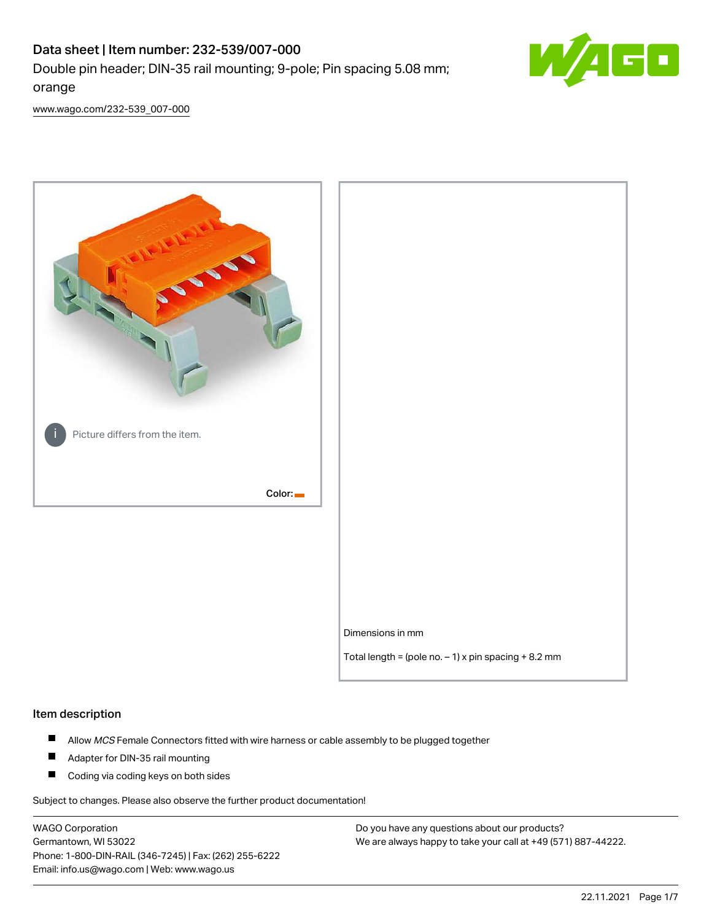# Data sheet | Item number: 232-539/007-000

Double pin header; DIN-35 rail mounting; 9-pole; Pin spacing 5.08 mm; orange

www.wago.com/232-539_007-000

Picture differs from the item.

Color:

Dimensions in mm

Total length = (pole no. – 1) x pin spacing + 8.2 mm

## Item description

- Allow *MCS* Female Connectors fitted with wire harness or cable assembly to be plugged together
- Adapter for DIN-35 rail mounting
- Coding via coding keys on both sides

Subject to changes. Please also observe the further product documentation!

WAGO Corporation
Germantown, WI 53022
Phone: 1-800-DIN-RAIL (346-7245) | Fax: (262) 255-6222
Email: info.us@wago.com | Web: www.wago.us

Do you have any questions about our products?
We are always happy to take your call at +49 (571) 887-44222.

22.11.2021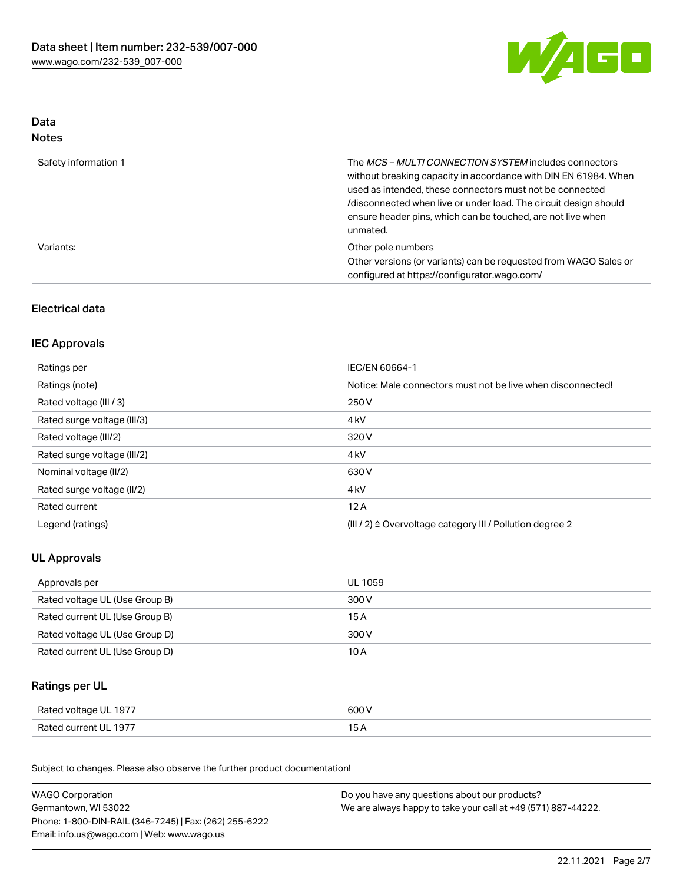## Data
### Notes

| | |
|---|---|
| Safety information 1 | The *MCS – MULTI CONNECTION SYSTEM* includes connectors without breaking capacity in accordance with DIN EN 61984. When used as intended, these connectors must not be connected /disconnected when live or under load. The circuit design should ensure header pins, which can be touched, are not live when unmated. |
| Variants: | Other pole numbers<br>Other versions (or variants) can be requested from WAGO Sales or configured at https://configurator.wago.com/ |

## Electrical data

### IEC Approvals

| | |
|---|---|
| Ratings per | IEC/EN 60664-1 |
| Ratings (note) | Notice: Male connectors must not be live when disconnected! |
| Rated voltage (III / 3) | 250 V |
| Rated surge voltage (III/3) | 4 kV |
| Rated voltage (III/2) | 320 V |
| Rated surge voltage (III/2) | 4 kV |
| Nominal voltage (II/2) | 630 V |
| Rated surge voltage (II/2) | 4 kV |
| Rated current | 12 A |
| Legend (ratings) | (III / 2) ≙ Overvoltage category III / Pollution degree 2 |

### UL Approvals

| | |
|---|---|
| Approvals per | UL 1059 |
| Rated voltage UL (Use Group B) | 300 V |
| Rated current UL (Use Group B) | 15 A |
| Rated voltage UL (Use Group D) | 300 V |
| Rated current UL (Use Group D) | 10 A |

### Ratings per UL

| | |
|---|---|
| Rated voltage UL 1977 | 600 V |
| Rated current UL 1977 | 15 A |

Subject to changes. Please also observe the further product documentation!

WAGO Corporation
Germantown, WI 53022
Phone: 1-800-DIN-RAIL (346-7245) | Fax: (262) 255-6222
Email: info.us@wago.com | Web: www.wago.us

Do you have any questions about our products?
We are always happy to take your call at +49 (571) 887-44222.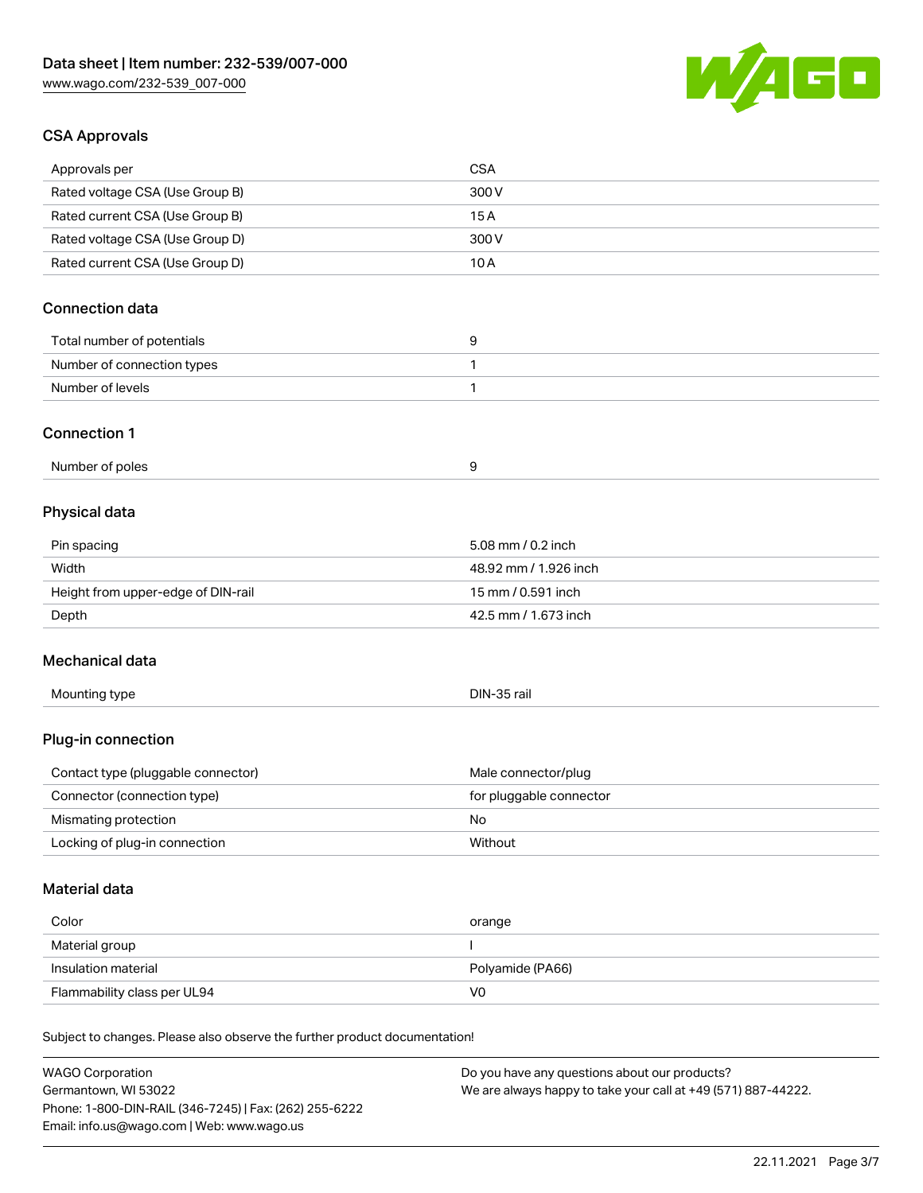## CSA Approvals

| | |
|---|---|
| Approvals per | CSA |
| Rated voltage CSA (Use Group B) | 300 V |
| Rated current CSA (Use Group B) | 15 A |
| Rated voltage CSA (Use Group D) | 300 V |
| Rated current CSA (Use Group D) | 10 A |

## Connection data

| | |
|---|---|
| Total number of potentials | 9 |
| Number of connection types | 1 |
| Number of levels | 1 |

## Connection 1

| | |
|---|---|
| Number of poles | 9 |

## Physical data

| | |
|---|---|
| Pin spacing | 5.08 mm / 0.2 inch |
| Width | 48.92 mm / 1.926 inch |
| Height from upper-edge of DIN-rail | 15 mm / 0.591 inch |
| Depth | 42.5 mm / 1.673 inch |

## Mechanical data

| | |
|---|---|
| Mounting type | DIN-35 rail |

## Plug-in connection

| | |
|---|---|
| Contact type (pluggable connector) | Male connector/plug |
| Connector (connection type) | for pluggable connector |
| Mismating protection | No |
| Locking of plug-in connection | Without |

## Material data

| | |
|---|---|
| Color | orange |
| Material group | I |
| Insulation material | Polyamide (PA66) |
| Flammability class per UL94 | V0 |

Subject to changes. Please also observe the further product documentation!

WAGO Corporation
Germantown, WI 53022
Phone: 1-800-DIN-RAIL (346-7245) | Fax: (262) 255-6222
Email: info.us@wago.com | Web: www.wago.us

Do you have any questions about our products?
We are always happy to take your call at +49 (571) 887-44222.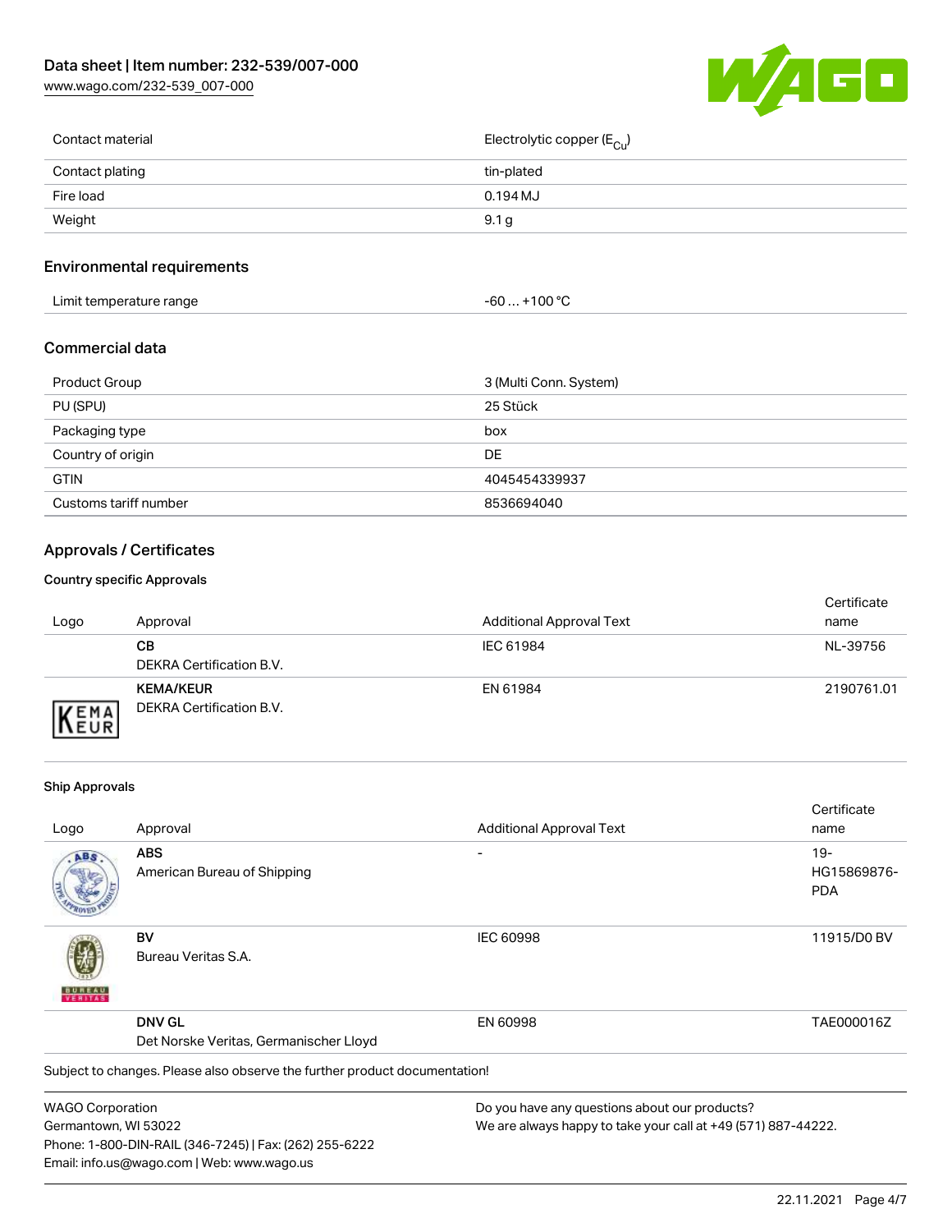| Contact material | Electrolytic copper ($E_{Cu}$) |
| --- | --- |
| Contact plating | tin-plated |
| Fire load | 0.194 MJ |
| Weight | 9.1 g |

## Environmental requirements

| Limit temperature range | -60 … +100 °C |
| --- | --- |

## Commercial data

| Product Group | 3 (Multi Conn. System) |
| --- | --- |
| PU (SPU) | 25 Stück |
| Packaging type | box |
| Country of origin | DE |
| GTIN | 4045454339937 |
| Customs tariff number | 8536694040 |

## Approvals / Certificates

### Country specific Approvals

| Logo | Approval | Additional Approval Text | Certificate name |
| --- | --- | --- | --- |
| | **CB** DEKRA Certification B.V. | IEC 61984 | NL-39756 |
| | **KEMA/KEUR** DEKRA Certification B.V. | EN 61984 | 2190761.01 |

### Ship Approvals

| Logo | Approval | Additional Approval Text | Certificate name |
| --- | --- | --- | --- |
| | **ABS** American Bureau of Shipping | - | 19-HG15869876-PDA |
| | **BV** Bureau Veritas S.A. | IEC 60998 | 11915/D0 BV |
| | **DNV GL** Det Norske Veritas, Germanischer Lloyd | EN 60998 | TAE000016Z |

Subject to changes. Please also observe the further product documentation!

WAGO Corporation
Germantown, WI 53022
Phone: 1-800-DIN-RAIL (346-7245) | Fax: (262) 255-6222
Email: info.us@wago.com | Web: www.wago.us

Do you have any questions about our products?
We are always happy to take your call at +49 (571) 887-44222.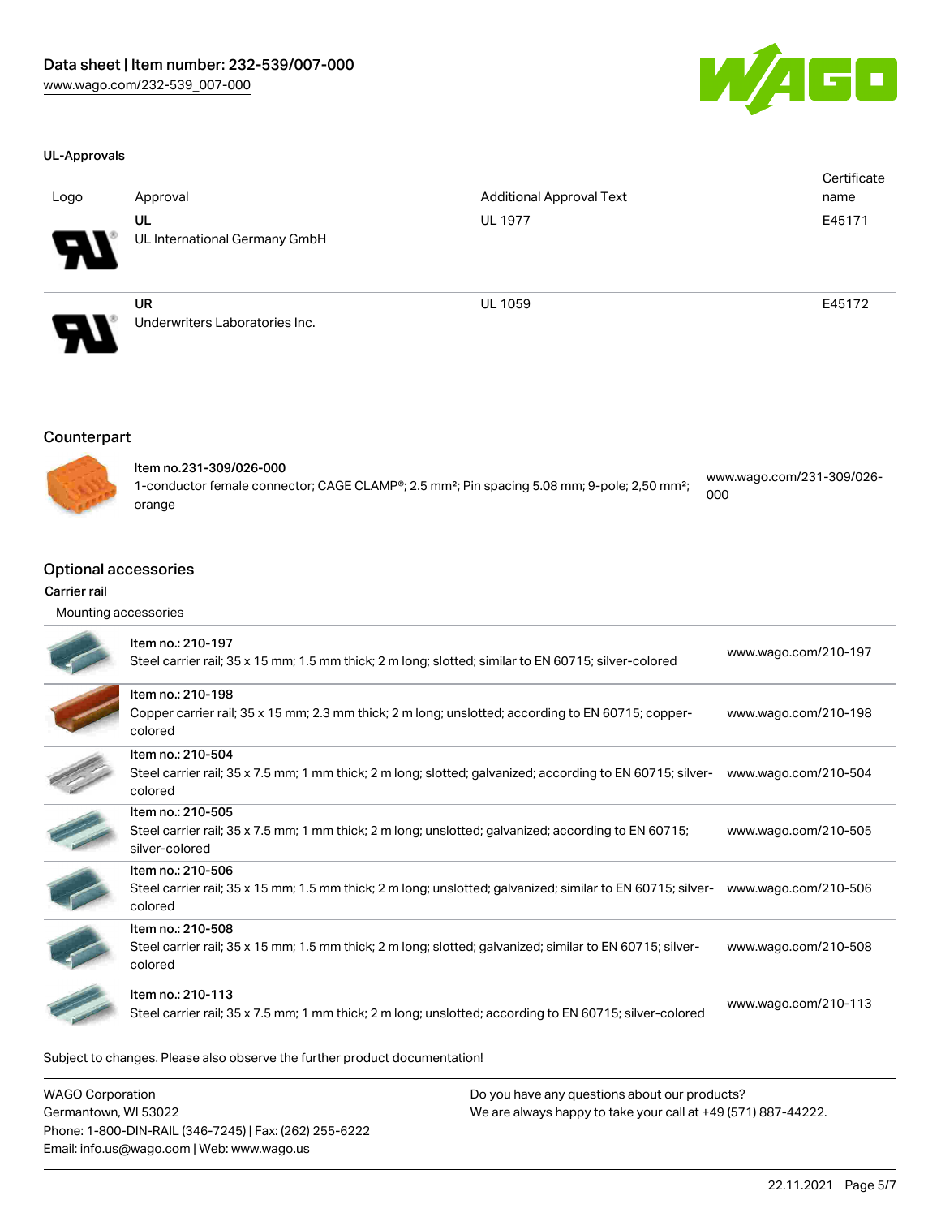### UL-Approvals

| Logo | Approval | Additional Approval Text | Certificate name |
| --- | --- | --- | --- |
| | UL<br>UL International Germany GmbH | UL 1977 | E45171 |
| | UR<br>Underwriters Laboratories Inc. | UL 1059 | E45172 |

## Counterpart

| | | |
| --- | --- | --- |
| | Item no.231-309/026-000<br>1-conductor female connector; CAGE CLAMP®; 2.5 mm²; Pin spacing 5.08 mm; 9-pole; 2,50 mm²; orange | www.wago.com/231-309/026-000 |

## Optional accessories

### Carrier rail

Mounting accessories

| | | |
| --- | --- | --- |
| | Item no.: 210-197<br>Steel carrier rail; 35 x 15 mm; 1.5 mm thick; 2 m long; slotted; similar to EN 60715; silver-colored | www.wago.com/210-197 |
| | Item no.: 210-198<br>Copper carrier rail; 35 x 15 mm; 2.3 mm thick; 2 m long; unslotted; according to EN 60715; copper-colored | www.wago.com/210-198 |
| | Item no.: 210-504<br>Steel carrier rail; 35 x 7.5 mm; 1 mm thick; 2 m long; slotted; galvanized; according to EN 60715; silver-colored | www.wago.com/210-504 |
| | Item no.: 210-505<br>Steel carrier rail; 35 x 7.5 mm; 1 mm thick; 2 m long; unslotted; galvanized; according to EN 60715; silver-colored | www.wago.com/210-505 |
| | Item no.: 210-506<br>Steel carrier rail; 35 x 15 mm; 1.5 mm thick; 2 m long; unslotted; galvanized; similar to EN 60715; silver-colored | www.wago.com/210-506 |
| | Item no.: 210-508<br>Steel carrier rail; 35 x 15 mm; 1.5 mm thick; 2 m long; slotted; galvanized; similar to EN 60715; silver-colored | www.wago.com/210-508 |
| | Item no.: 210-113<br>Steel carrier rail; 35 x 7.5 mm; 1 mm thick; 2 m long; unslotted; according to EN 60715; silver-colored | www.wago.com/210-113 |

Subject to changes. Please also observe the further product documentation!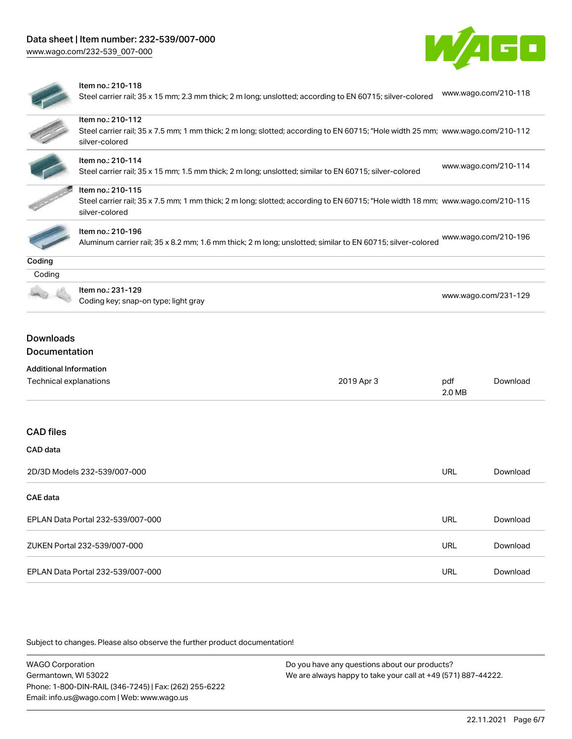| | | |
|---|---|---|
| | Item no.: 210-118<br>Steel carrier rail; 35 x 15 mm; 2.3 mm thick; 2 m long; unslotted; according to EN 60715; silver-colored | www.wago.com/210-118 |
| | Item no.: 210-112<br>Steel carrier rail; 35 x 7.5 mm; 1 mm thick; 2 m long; slotted; according to EN 60715; "Hole width 25 mm; silver-colored | www.wago.com/210-112 |
| | Item no.: 210-114<br>Steel carrier rail; 35 x 15 mm; 1.5 mm thick; 2 m long; unslotted; similar to EN 60715; silver-colored | www.wago.com/210-114 |
| | Item no.: 210-115<br>Steel carrier rail; 35 x 7.5 mm; 1 mm thick; 2 m long; slotted; according to EN 60715; "Hole width 18 mm; silver-colored | www.wago.com/210-115 |
| | Item no.: 210-196<br>Aluminum carrier rail; 35 x 8.2 mm; 1.6 mm thick; 2 m long; unslotted; similar to EN 60715; silver-colored | www.wago.com/210-196 |

**Coding**

Coding

| | | |
|---|---|---|
| | Item no.: 231-129<br>Coding key; snap-on type; light gray | www.wago.com/231-129 |

## Downloads

## Documentation

**Additional Information**

| | | | |
|---|---|---|---|
| Technical explanations | 2019 Apr 3 | pdf<br>2.0 MB | Download |

## CAD files

**CAD data**

| | | |
|---|---|---|
| 2D/3D Models 232-539/007-000 | URL | Download |

**CAE data**

| | | |
|---|---|---|
| EPLAN Data Portal 232-539/007-000 | URL | Download |
| ZUKEN Portal 232-539/007-000 | URL | Download |
| EPLAN Data Portal 232-539/007-000 | URL | Download |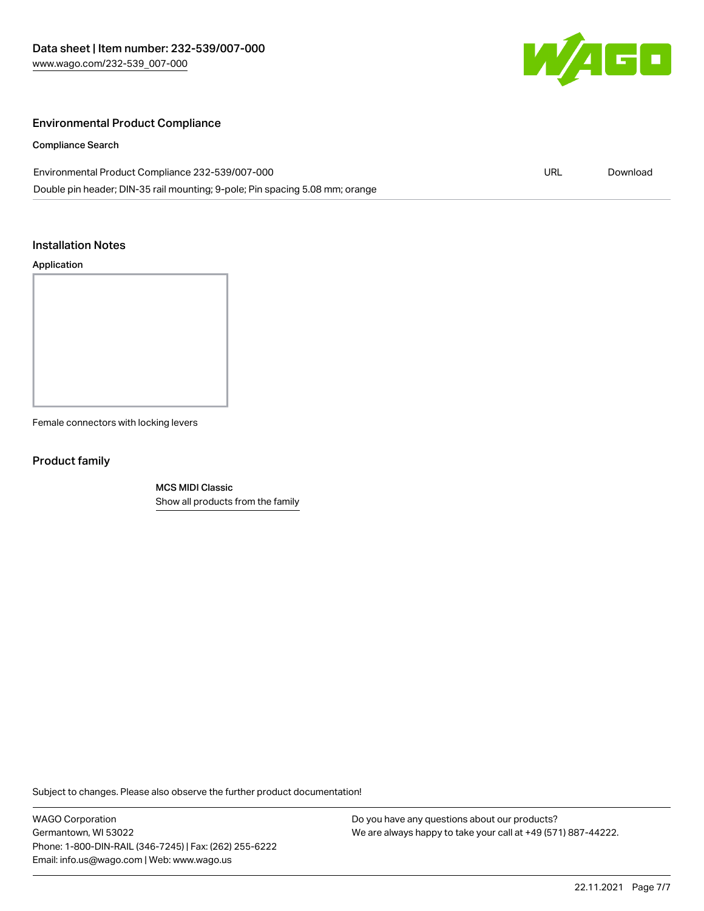## Environmental Product Compliance

### Compliance Search

| | | |
|---|---|---|
| Environmental Product Compliance 232-539/007-000<br>Double pin header; DIN-35 rail mounting; 9-pole; Pin spacing 5.08 mm; orange | URL | Download |

## Installation Notes

### Application

Female connectors with locking levers

## Product family

**MCS MIDI Classic**
Show all products from the family

Subject to changes. Please also observe the further product documentation!

WAGO Corporation
Germantown, WI 53022
Phone: 1-800-DIN-RAIL (346-7245) | Fax: (262) 255-6222
Email: info.us@wago.com | Web: www.wago.us

Do you have any questions about our products?
We are always happy to take your call at +49 (571) 887-44222.